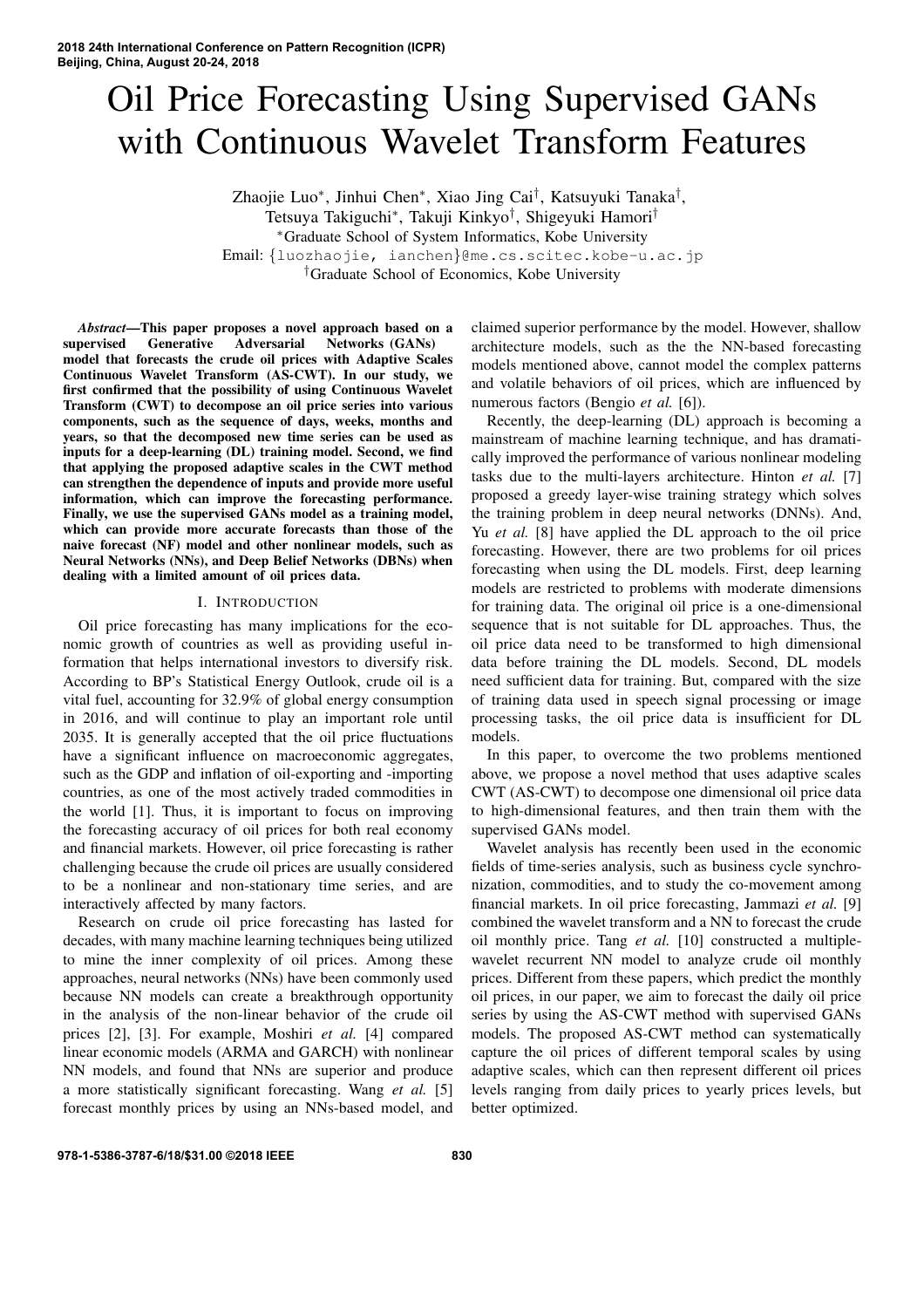# Oil Price Forecasting Using Supervised GANs with Continuous Wavelet Transform Features

Zhaojie Luo*, Jinhui Chen*, Xiao Jing Cai†, Katsuyuki Tanaka†, Tetsuya Takiguchi*, Takuji Kinkyo†, Shigeyuki Hamori†

*Graduate School of System Informatics, Kobe University

Email: {luozhaojie, ianchen}@me.cs.scitec.kobe-u.ac.jp

†Graduate School of Economics, Kobe University

***Abstract*—This paper proposes a novel approach based on a supervised Generative Adversarial Networks (GANs) model that forecasts the crude oil prices with Adaptive Scales Continuous Wavelet Transform (AS-CWT). In our study, we first confirmed that the possibility of using Continuous Wavelet Transform (CWT) to decompose an oil price series into various components, such as the sequence of days, weeks, months and years, so that the decomposed new time series can be used as inputs for a deep-learning (DL) training model. Second, we find that applying the proposed adaptive scales in the CWT method can strengthen the dependence of inputs and provide more useful information, which can improve the forecasting performance. Finally, we use the supervised GANs model as a training model, which can provide more accurate forecasts than those of the naive forecast (NF) model and other nonlinear models, such as Neural Networks (NNs), and Deep Belief Networks (DBNs) when dealing with a limited amount of oil prices data.**

## I. Introduction

Oil price forecasting has many implications for the economic growth of countries as well as providing useful information that helps international investors to diversify risk. According to BP's Statistical Energy Outlook, crude oil is a vital fuel, accounting for 32.9% of global energy consumption in 2016, and will continue to play an important role until 2035. It is generally accepted that the oil price fluctuations have a significant influence on macroeconomic aggregates, such as the GDP and inflation of oil-exporting and -importing countries, as one of the most actively traded commodities in the world [1]. Thus, it is important to focus on improving the forecasting accuracy of oil prices for both real economy and financial markets. However, oil price forecasting is rather challenging because the crude oil prices are usually considered to be a nonlinear and non-stationary time series, and are interactively affected by many factors.

Research on crude oil price forecasting has lasted for decades, with many machine learning techniques being utilized to mine the inner complexity of oil prices. Among these approaches, neural networks (NNs) have been commonly used because NN models can create a breakthrough opportunity in the analysis of the non-linear behavior of the crude oil prices [2], [3]. For example, Moshiri *et al.* [4] compared linear economic models (ARMA and GARCH) with nonlinear NN models, and found that NNs are superior and produce a more statistically significant forecasting. Wang *et al.* [5] forecast monthly prices by using an NNs-based model, and claimed superior performance by the model. However, shallow architecture models, such as the the NN-based forecasting models mentioned above, cannot model the complex patterns and volatile behaviors of oil prices, which are influenced by numerous factors (Bengio *et al.* [6]).

Recently, the deep-learning (DL) approach is becoming a mainstream of machine learning technique, and has dramatically improved the performance of various nonlinear modeling tasks due to the multi-layers architecture. Hinton *et al.* [7] proposed a greedy layer-wise training strategy which solves the training problem in deep neural networks (DNNs). And, Yu *et al.* [8] have applied the DL approach to the oil price forecasting. However, there are two problems for oil prices forecasting when using the DL models. First, deep learning models are restricted to problems with moderate dimensions for training data. The original oil price is a one-dimensional sequence that is not suitable for DL approaches. Thus, the oil price data need to be transformed to high dimensional data before training the DL models. Second, DL models need sufficient data for training. But, compared with the size of training data used in speech signal processing or image processing tasks, the oil price data is insufficient for DL models.

In this paper, to overcome the two problems mentioned above, we propose a novel method that uses adaptive scales CWT (AS-CWT) to decompose one dimensional oil price data to high-dimensional features, and then train them with the supervised GANs model.

Wavelet analysis has recently been used in the economic fields of time-series analysis, such as business cycle synchronization, commodities, and to study the co-movement among financial markets. In oil price forecasting, Jammazi *et al.* [9] combined the wavelet transform and a NN to forecast the crude oil monthly price. Tang *et al.* [10] constructed a multiple-wavelet recurrent NN model to analyze crude oil monthly prices. Different from these papers, which predict the monthly oil prices, in our paper, we aim to forecast the daily oil price series by using the AS-CWT method with supervised GANs models. The proposed AS-CWT method can systematically capture the oil prices of different temporal scales by using adaptive scales, which can then represent different oil prices levels ranging from daily prices to yearly prices levels, but better optimized.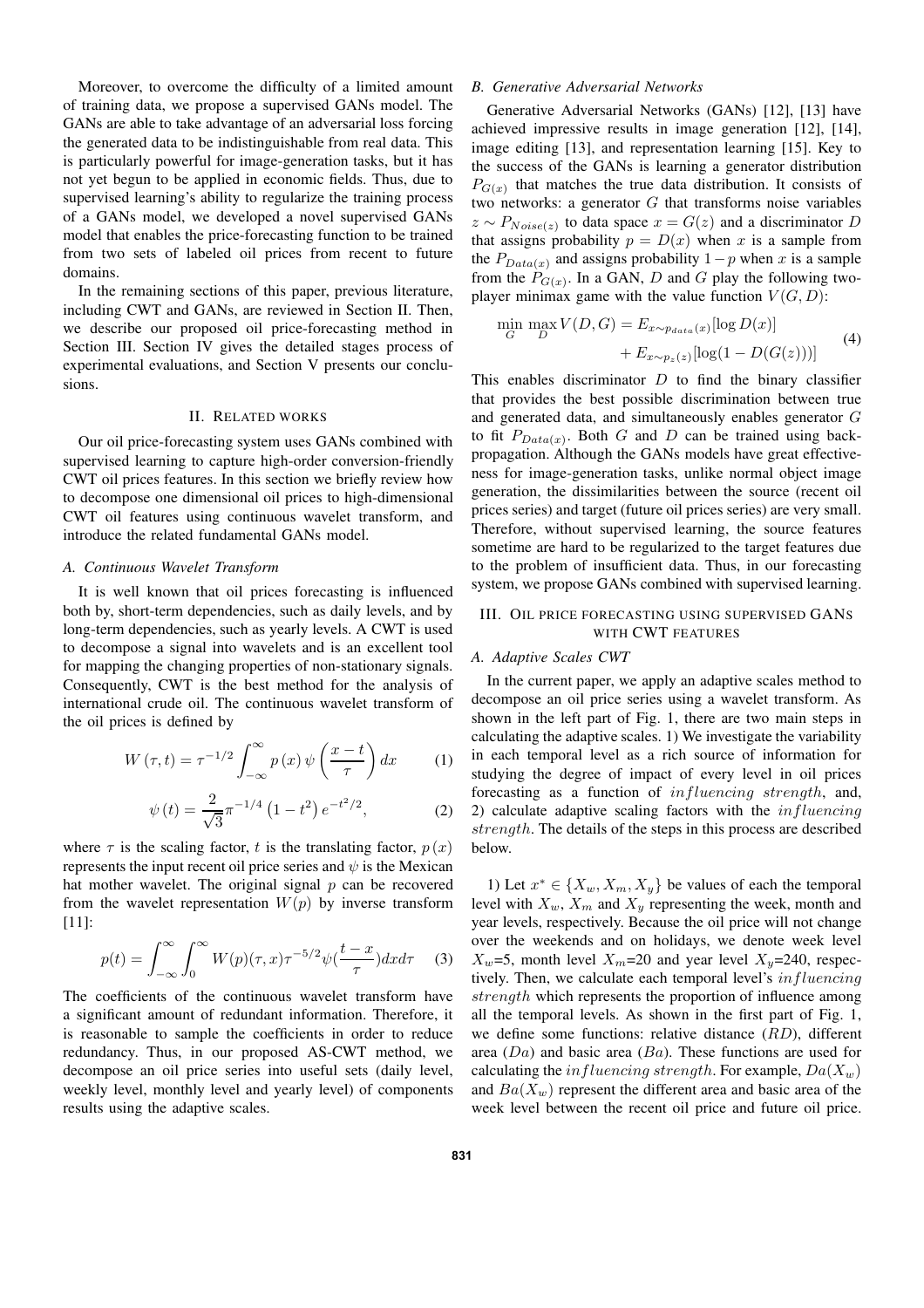Moreover, to overcome the difficulty of a limited amount of training data, we propose a supervised GANs model. The GANs are able to take advantage of an adversarial loss forcing the generated data to be indistinguishable from real data. This is particularly powerful for image-generation tasks, but it has not yet begun to be applied in economic fields. Thus, due to supervised learning's ability to regularize the training process of a GANs model, we developed a novel supervised GANs model that enables the price-forecasting function to be trained from two sets of labeled oil prices from recent to future domains.

In the remaining sections of this paper, previous literature, including CWT and GANs, are reviewed in Section II. Then, we describe our proposed oil price-forecasting method in Section III. Section IV gives the detailed stages process of experimental evaluations, and Section V presents our conclusions.

## II. Related Works

Our oil price-forecasting system uses GANs combined with supervised learning to capture high-order conversion-friendly CWT oil prices features. In this section we briefly review how to decompose one dimensional oil prices to high-dimensional CWT oil features using continuous wavelet transform, and introduce the related fundamental GANs model.

### A. Continuous Wavelet Transform

It is well known that oil prices forecasting is influenced both by, short-term dependencies, such as daily levels, and by long-term dependencies, such as yearly levels. A CWT is used to decompose a signal into wavelets and is an excellent tool for mapping the changing properties of non-stationary signals. Consequently, CWT is the best method for the analysis of international crude oil. The continuous wavelet transform of the oil prices is defined by

$$W(\tau, t) = \tau^{-1/2} \int_{-\infty}^{\infty} p(x)\, \psi\left(\frac{x-t}{\tau}\right) dx \qquad (1)$$

$$\psi(t) = \frac{2}{\sqrt{3}} \pi^{-1/4} \left(1 - t^2\right) e^{-t^2/2}, \qquad (2)$$

where $\tau$ is the scaling factor, $t$ is the translating factor, $p(x)$ represents the input recent oil price series and $\psi$ is the Mexican hat mother wavelet. The original signal $p$ can be recovered from the wavelet representation $W(p)$ by inverse transform [11]:

$$p(t) = \int_{-\infty}^{\infty} \int_{0}^{\infty} W(p)(\tau, x) \tau^{-5/2} \psi\left(\frac{t-x}{\tau}\right) dx d\tau \qquad (3)$$

The coefficients of the continuous wavelet transform have a significant amount of redundant information. Therefore, it is reasonable to sample the coefficients in order to reduce redundancy. Thus, in our proposed AS-CWT method, we decompose an oil price series into useful sets (daily level, weekly level, monthly level and yearly level) of components results using the adaptive scales.

### B. Generative Adversarial Networks

Generative Adversarial Networks (GANs) [12], [13] have achieved impressive results in image generation [12], [14], image editing [13], and representation learning [15]. Key to the success of the GANs is learning a generator distribution $P_{G(x)}$ that matches the true data distribution. It consists of two networks: a generator $G$ that transforms noise variables $z \sim P_{Noise(z)}$ to data space $x = G(z)$ and a discriminator $D$ that assigns probability $p = D(x)$ when $x$ is a sample from the $P_{Data(x)}$ and assigns probability $1-p$ when $x$ is a sample from the $P_{G(x)}$. In a GAN, $D$ and $G$ play the following two-player minimax game with the value function $V(G, D)$:

$$\begin{aligned} \min_{G} \max_{D} V(D, G) = & E_{x \sim p_{data}(x)}[\log D(x)] \\ & + E_{x \sim p_z(z)}[\log(1 - D(G(z)))] \end{aligned} \qquad (4)$$

This enables discriminator $D$ to find the binary classifier that provides the best possible discrimination between true and generated data, and simultaneously enables generator $G$ to fit $P_{Data(x)}$. Both $G$ and $D$ can be trained using back-propagation. Although the GANs models have great effectiveness for image-generation tasks, unlike normal object image generation, the dissimilarities between the source (recent oil prices series) and target (future oil prices series) are very small. Therefore, without supervised learning, the source features sometime are hard to be regularized to the target features due to the problem of insufficient data. Thus, in our forecasting system, we propose GANs combined with supervised learning.

## III. Oil Price Forecasting Using Supervised GANs with CWT Features

### A. Adaptive Scales CWT

In the current paper, we apply an adaptive scales method to decompose an oil price series using a wavelet transform. As shown in the left part of Fig. 1, there are two main steps in calculating the adaptive scales. 1) We investigate the variability in each temporal level as a rich source of information for studying the degree of impact of every level in oil prices forecasting as a function of *influencing strength*, and, 2) calculate adaptive scaling factors with the *influencing strength*. The details of the steps in this process are described below.

1) Let $x^* \in \{X_w, X_m, X_y\}$ be values of each the temporal level with $X_w$, $X_m$ and $X_y$ representing the week, month and year levels, respectively. Because the oil price will not change over the weekends and on holidays, we denote week level $X_w$=5, month level $X_m$=20 and year level $X_y$=240, respectively. Then, we calculate each temporal level's *influencing strength* which represents the proportion of influence among all the temporal levels. As shown in the first part of Fig. 1, we define some functions: relative distance ($RD$), different area ($Da$) and basic area ($Ba$). These functions are used for calculating the *influencing strength*. For example, $Da(X_w)$ and $Ba(X_w)$ represent the different area and basic area of the week level between the recent oil price and future oil price.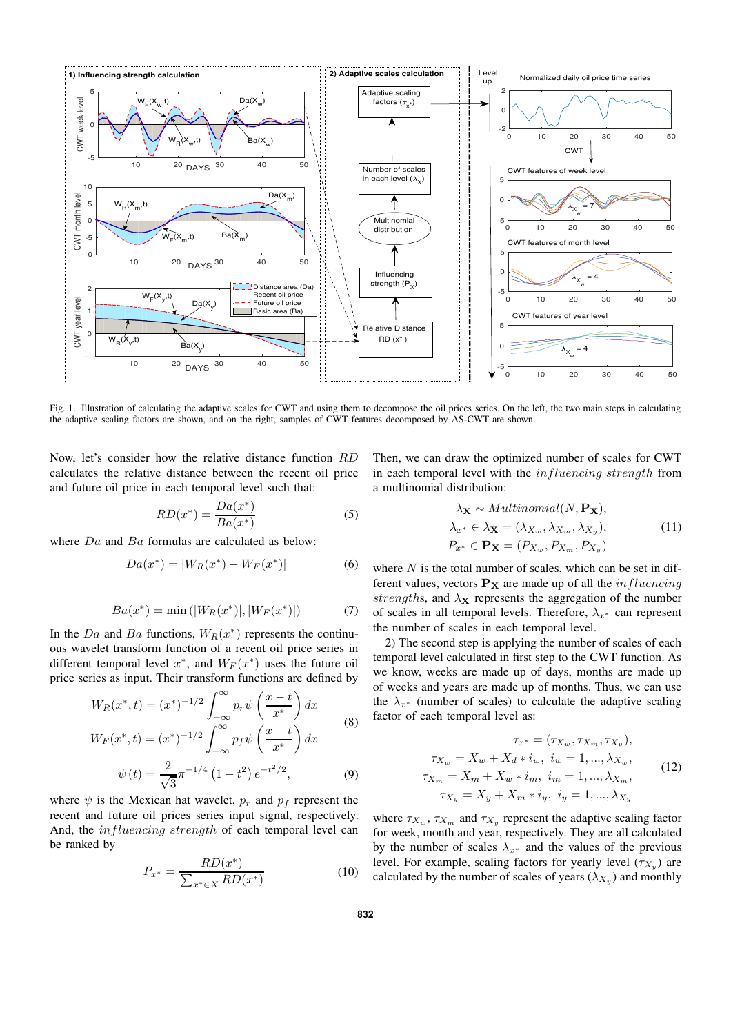Fig. 1. Illustration of calculating the adaptive scales for CWT and using them to decompose the oil prices series. On the left, the two main steps in calculating the adaptive scaling factors are shown, and on the right, samples of CWT features decomposed by AS-CWT are shown.

Now, let's consider how the relative distance function $RD$ calculates the relative distance between the recent oil price and future oil price in each temporal level such that:

$$RD(x^*) = \frac{Da(x^*)}{Ba(x^*)} \tag{5}$$

where $Da$ and $Ba$ formulas are calculated as below:

$$Da(x^*) = |W_R(x^*) - W_F(x^*)| \tag{6}$$

$$Ba(x^*) = \min\left(|W_R(x^*)|, |W_F(x^*)|\right) \tag{7}$$

In the $Da$ and $Ba$ functions, $W_R(x^*)$ represents the continuous wavelet transform function of a recent oil price series in different temporal level $x^*$, and $W_F(x^*)$ uses the future oil price series as input. Their transform functions are defined by

$$\begin{aligned} W_R(x^*, t) &= (x^*)^{-1/2} \int_{-\infty}^{\infty} p_r \psi\left(\frac{x-t}{x^*}\right) dx \\ W_F(x^*, t) &= (x^*)^{-1/2} \int_{-\infty}^{\infty} p_f \psi\left(\frac{x-t}{x^*}\right) dx \end{aligned} \tag{8}$$

$$\psi(t) = \frac{2}{\sqrt{3}} \pi^{-1/4} \left(1 - t^2\right) e^{-t^2/2}, \tag{9}$$

where $\psi$ is the Mexican hat wavelet, $p_r$ and $p_f$ represent the recent and future oil prices series input signal, respectively. And, the *influencing strength* of each temporal level can be ranked by

$$P_{x^*} = \frac{RD(x^*)}{\sum_{x^* \in X} RD(x^*)} \tag{10}$$

Then, we can draw the optimized number of scales for CWT in each temporal level with the *influencing strength* from a multinomial distribution:

$$\begin{aligned} &\lambda_{\mathbf{X}} \sim Multinomial(N, \mathbf{P_X}), \\ &\lambda_{x^*} \in \lambda_{\mathbf{X}} = (\lambda_{X_w}, \lambda_{X_m}, \lambda_{X_y}), \\ &P_{x^*} \in \mathbf{P_X} = (P_{X_w}, P_{X_m}, P_{X_y}) \end{aligned} \tag{11}$$

where $N$ is the total number of scales, which can be set in different values, vectors $\mathbf{P_X}$ are made up of all the *influencing strengths*, and $\lambda_{\mathbf{X}}$ represents the aggregation of the number of scales in all temporal levels. Therefore, $\lambda_{x^*}$ can represent the number of scales in each temporal level.

2) The second step is applying the number of scales of each temporal level calculated in first step to the CWT function. As we know, weeks are made up of days, months are made up of weeks and years are made up of months. Thus, we can use the $\lambda_{x^*}$ (number of scales) to calculate the adaptive scaling factor of each temporal level as:

$$\begin{aligned} \tau_{x^*} &= (\tau_{X_w}, \tau_{X_m}, \tau_{X_y}), \\ \tau_{X_w} &= X_w + X_d * i_w, \ i_w = 1, ..., \lambda_{X_w}, \\ \tau_{X_m} &= X_m + X_w * i_m, \ i_m = 1, ..., \lambda_{X_m}, \\ \tau_{X_y} &= X_y + X_m * i_y, \ i_y = 1, ..., \lambda_{X_y} \end{aligned} \tag{12}$$

where $\tau_{X_w}$, $\tau_{X_m}$ and $\tau_{X_y}$ represent the adaptive scaling factor for week, month and year, respectively. They are all calculated by the number of scales $\lambda_{x^*}$ and the values of the previous level. For example, scaling factors for yearly level ($\tau_{X_y}$) are calculated by the number of scales of years ($\lambda_{X_y}$) and monthly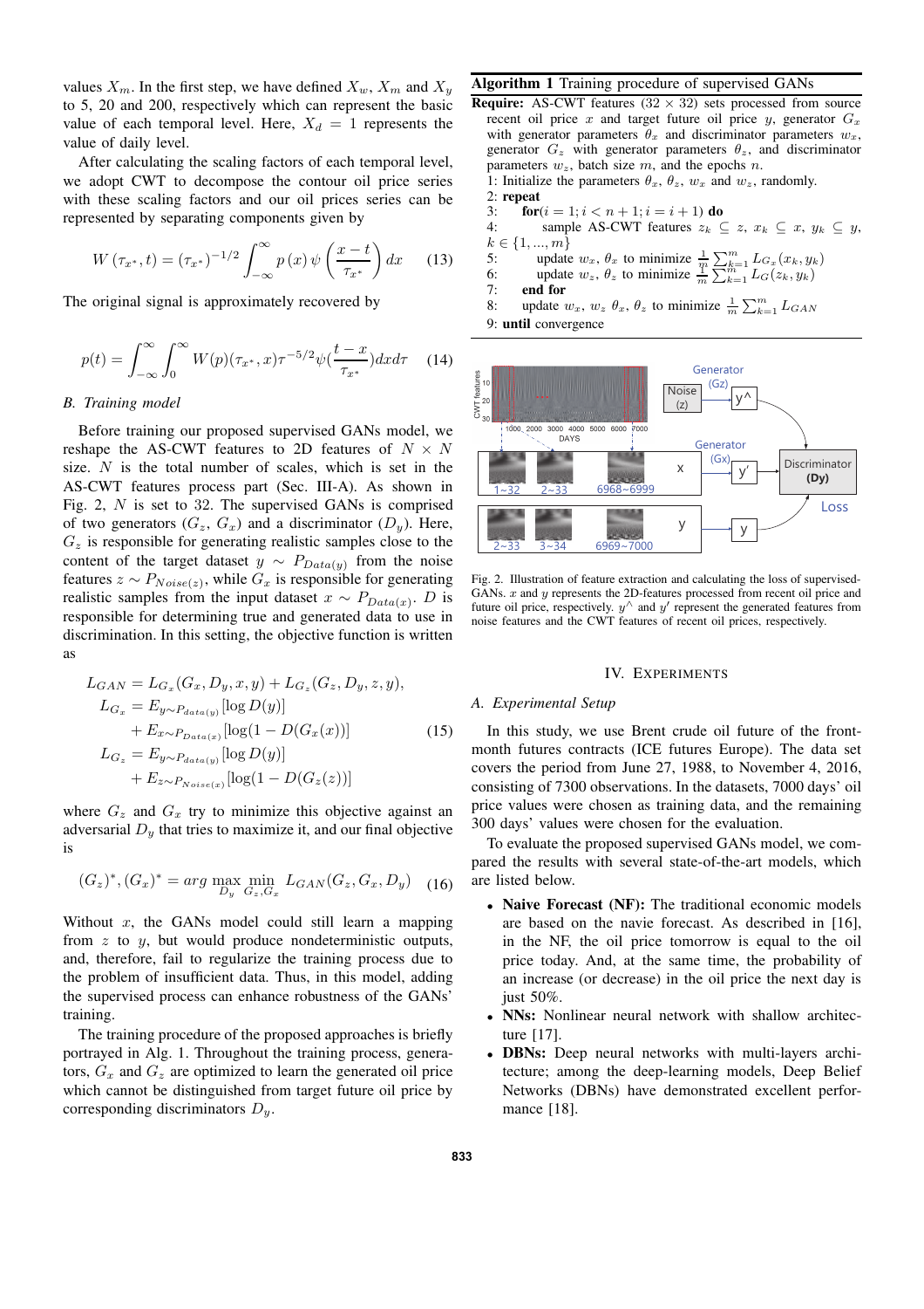values $X_m$. In the first step, we have defined $X_w$, $X_m$ and $X_y$ to 5, 20 and 200, respectively which can represent the basic value of each temporal level. Here, $X_d = 1$ represents the value of daily level.

After calculating the scaling factors of each temporal level, we adopt CWT to decompose the contour oil price series with these scaling factors and our oil prices series can be represented by separating components given by

$$W(\tau_{x^*}, t) = (\tau_{x^*})^{-1/2} \int_{-\infty}^{\infty} p(x)\, \psi\left(\frac{x-t}{\tau_{x^*}}\right) dx \quad (13)$$

The original signal is approximately recovered by

$$p(t) = \int_{-\infty}^{\infty} \int_{0}^{\infty} W(p)(\tau_{x^*}, x)\tau^{-5/2}\psi(\frac{t-x}{\tau_{x^*}}) dx d\tau \quad (14)$$

### B. Training model

Before training our proposed supervised GANs model, we reshape the AS-CWT features to 2D features of $N \times N$ size. $N$ is the total number of scales, which is set in the AS-CWT features process part (Sec. III-A). As shown in Fig. 2, $N$ is set to 32. The supervised GANs is comprised of two generators ($G_z$, $G_x$) and a discriminator ($D_y$). Here, $G_z$ is responsible for generating realistic samples close to the content of the target dataset $y \sim P_{Data(y)}$ from the noise features $z \sim P_{Noise(z)}$, while $G_x$ is responsible for generating realistic samples from the input dataset $x \sim P_{Data(x)}$. $D$ is responsible for determining true and generated data to use in discrimination. In this setting, the objective function is written as

$$\begin{aligned}
L_{GAN} &= L_{G_x}(G_x, D_y, x, y) + L_{G_z}(G_z, D_y, z, y), \\
L_{G_x} &= E_{y\sim P_{data(y)}}[\log D(y)] \\
&\quad + E_{x\sim P_{Data(x)}}[\log(1 - D(G_x(x))] \\
L_{G_z} &= E_{y\sim P_{data(y)}}[\log D(y)] \\
&\quad + E_{z\sim P_{Noise(x)}}[\log(1 - D(G_z(z))]
\end{aligned} \quad (15)$$

where $G_z$ and $G_x$ try to minimize this objective against an adversarial $D_y$ that tries to maximize it, and our final objective is

$$(G_z)^*, (G_x)^* = arg \max_{D_y} \min_{G_z, G_x} L_{GAN}(G_z, G_x, D_y) \quad (16)$$

Without $x$, the GANs model could still learn a mapping from $z$ to $y$, but would produce nondeterministic outputs, and, therefore, fail to regularize the training process due to the problem of insufficient data. Thus, in this model, adding the supervised process can enhance robustness of the GANs' training.

The training procedure of the proposed approaches is briefly portrayed in Alg. 1. Throughout the training process, generators, $G_x$ and $G_z$ are optimized to learn the generated oil price which cannot be distinguished from target future oil price by corresponding discriminators $D_y$.

**Algorithm 1** Training procedure of supervised GANs

**Require:** AS-CWT features ($32 \times 32$) sets processed from source recent oil price $x$ and target future oil price $y$, generator $G_x$ with generator parameters $\theta_x$ and discriminator parameters $w_x$, generator $G_z$ with generator parameters $\theta_z$, and discriminator parameters $w_z$, batch size $m$, and the epochs $n$.

1: Initialize the parameters $\theta_x$, $\theta_z$, $w_x$ and $w_z$, randomly.
2: **repeat**
3: **for**($i = 1; i < n+1; i = i+1$) **do**
4: sample AS-CWT features $z_k \subseteq z$, $x_k \subseteq x$, $y_k \subseteq y$, $k \in \{1, ..., m\}$
5: update $w_x$, $\theta_x$ to minimize $\frac{1}{m}\sum_{k=1}^{m} L_{G_x}(x_k, y_k)$
6: update $w_z$, $\theta_z$ to minimize $\frac{1}{m}\sum_{k=1}^{m} L_G(z_k, y_k)$
7: **end for**
8: update $w_x$, $w_z$ $\theta_x$, $\theta_z$ to minimize $\frac{1}{m}\sum_{k=1}^{m} L_{GAN}$
9: **until** convergence

Fig. 2. Illustration of feature extraction and calculating the loss of supervised-GANs. $x$ and $y$ represents the 2D-features processed from recent oil price and future oil price, respectively. $y^\wedge$ and $y'$ represent the generated features from noise features and the CWT features of recent oil prices, respectively.

## IV. Experiments

### A. Experimental Setup

In this study, we use Brent crude oil future of the front-month futures contracts (ICE futures Europe). The data set covers the period from June 27, 1988, to November 4, 2016, consisting of 7300 observations. In the datasets, 7000 days' oil price values were chosen as training data, and the remaining 300 days' values were chosen for the evaluation.

To evaluate the proposed supervised GANs model, we compared the results with several state-of-the-art models, which are listed below.

- **Naive Forecast (NF):** The traditional economic models are based on the navie forecast. As described in [16], in the NF, the oil price tomorrow is equal to the oil price today. And, at the same time, the probability of an increase (or decrease) in the oil price the next day is just 50%.
- **NNs:** Nonlinear neural network with shallow architecture [17].
- **DBNs:** Deep neural networks with multi-layers architecture; among the deep-learning models, Deep Belief Networks (DBNs) have demonstrated excellent performance [18].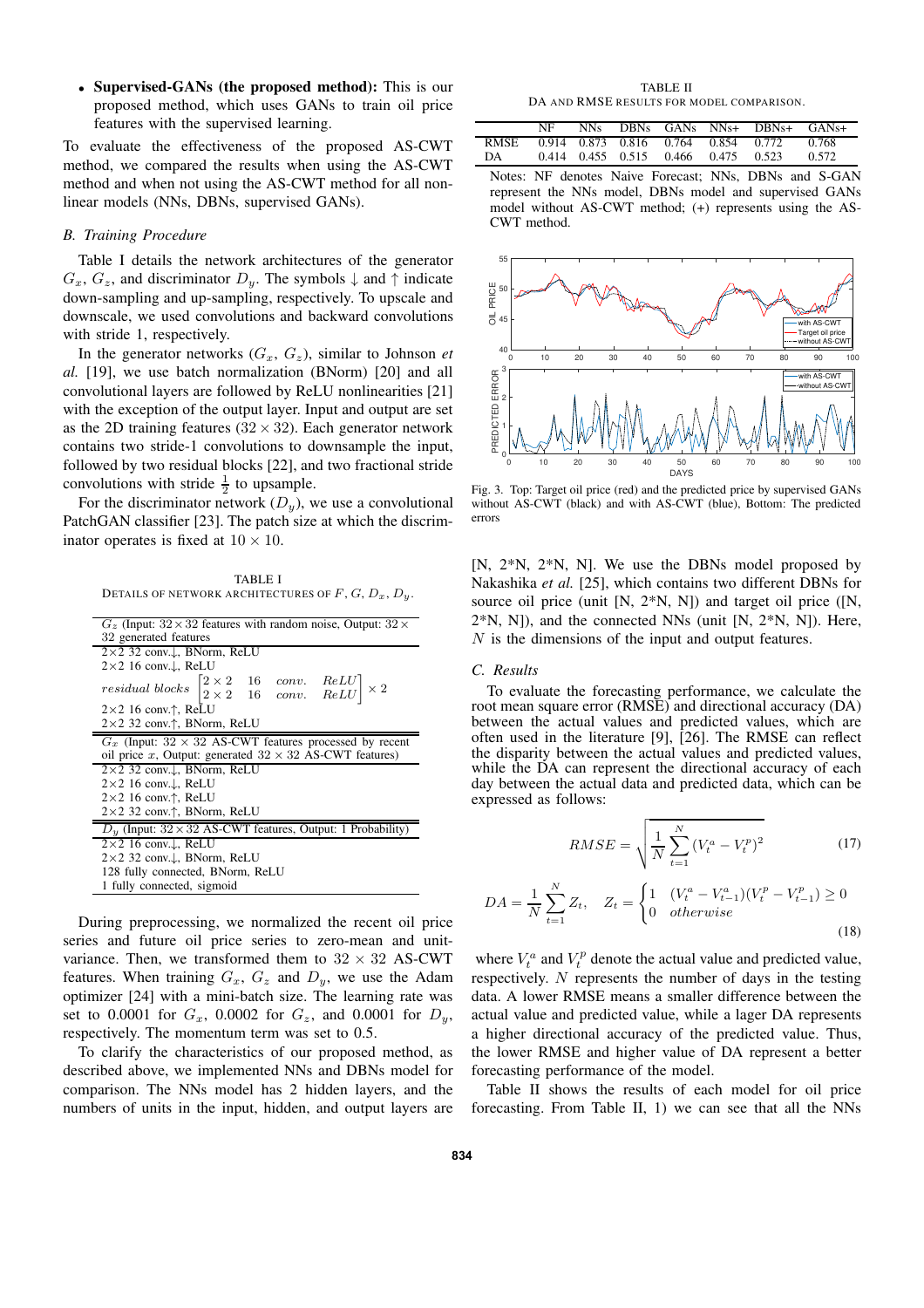- **Supervised-GANs (the proposed method):** This is our proposed method, which uses GANs to train oil price features with the supervised learning.

To evaluate the effectiveness of the proposed AS-CWT method, we compared the results when using the AS-CWT method and when not using the AS-CWT method for all nonlinear models (NNs, DBNs, supervised GANs).

### B. Training Procedure

Table I details the network architectures of the generator $G_x$, $G_z$, and discriminator $D_y$. The symbols ↓ and ↑ indicate down-sampling and up-sampling, respectively. To upscale and downscale, we used convolutions and backward convolutions with stride 1, respectively.

In the generator networks ($G_x$, $G_z$), similar to Johnson *et al.* [19], we use batch normalization (BNorm) [20] and all convolutional layers are followed by ReLU nonlinearities [21] with the exception of the output layer. Input and output are set as the 2D training features ($32 \times 32$). Each generator network contains two stride-1 convolutions to downsample the input, followed by two residual blocks [22], and two fractional stride convolutions with stride $\frac{1}{2}$ to upsample.

For the discriminator network ($D_y$), we use a convolutional PatchGAN classifier [23]. The patch size at which the discriminator operates is fixed at $10 \times 10$.

TABLE I
DETAILS OF NETWORK ARCHITECTURES OF $F$, $G$, $D_x$, $D_y$.

| $G_z$ (Input: $32 \times 32$ features with random noise, Output: $32 \times 32$ generated features |
|---|
| 2×2 32 conv.↓, BNorm, ReLU |
| 2×2 16 conv.↓, ReLU |
| $residual\ blocks \begin{bmatrix} 2\times 2 & 16 & conv. & ReLU \\ 2\times 2 & 16 & conv. & ReLU \end{bmatrix} \times 2$ |
| 2×2 16 conv.↑, ReLU |
| 2×2 32 conv.↑, BNorm, ReLU |
| $G_x$ (Input: $32 \times 32$ AS-CWT features processed by recent oil price $x$, Output: generated $32 \times 32$ AS-CWT features) |
| 2×2 32 conv.↓, BNorm, ReLU |
| 2×2 16 conv.↓, ReLU |
| 2×2 16 conv.↑, ReLU |
| 2×2 32 conv.↑, BNorm, ReLU |
| $D_y$ (Input: $32 \times 32$ AS-CWT features, Output: 1 Probability) |
| 2×2 16 conv.↓, ReLU |
| 2×2 32 conv.↓, BNorm, ReLU |
| 128 fully connected, BNorm, ReLU |
| 1 fully connected, sigmoid |

During preprocessing, we normalized the recent oil price series and future oil price series to zero-mean and unit-variance. Then, we transformed them to $32 \times 32$ AS-CWT features. When training $G_x$, $G_z$ and $D_y$, we use the Adam optimizer [24] with a mini-batch size. The learning rate was set to 0.0001 for $G_x$, 0.0002 for $G_z$, and 0.0001 for $D_y$, respectively. The momentum term was set to 0.5.

To clarify the characteristics of our proposed method, as described above, we implemented NNs and DBNs model for comparison. The NNs model has 2 hidden layers, and the numbers of units in the input, hidden, and output layers are [N, 2*N, 2*N, N]. We use the DBNs model proposed by Nakashika *et al.* [25], which contains two different DBNs for source oil price (unit [N, 2*N, N]) and target oil price ([N, 2*N, N]), and the connected NNs (unit [N, 2*N, N]). Here, $N$ is the dimensions of the input and output features.

TABLE II
DA AND RMSE RESULTS FOR MODEL COMPARISON.

| | NF | NNs | DBNs | GANs | NNs+ | DBNs+ | GANs+ |
|---|---|---|---|---|---|---|---|
| RMSE | 0.914 | 0.873 | 0.816 | 0.764 | 0.854 | 0.772 | 0.768 |
| DA | 0.414 | 0.455 | 0.515 | 0.466 | 0.475 | 0.523 | 0.572 |

Notes: NF denotes Naive Forecast; NNs, DBNs and S-GAN represent the NNs model, DBNs model and supervised GANs model without AS-CWT method; (+) represents using the AS-CWT method.

Fig. 3. Top: Target oil price (red) and the predicted price by supervised GANs without AS-CWT (black) and with AS-CWT (blue), Bottom: The predicted errors

### C. Results

To evaluate the forecasting performance, we calculate the root mean square error (RMSE) and directional accuracy (DA) between the actual values and predicted values, which are often used in the literature [9], [26]. The RMSE can reflect the disparity between the actual values and predicted values, while the DA can represent the directional accuracy of each day between the actual data and predicted data, which can be expressed as follows:

$$RMSE = \sqrt{\frac{1}{N}\sum_{t=1}^{N}(V_t^a - V_t^p)^2} \tag{17}$$

$$DA = \frac{1}{N}\sum_{t=1}^{N} Z_t, \quad Z_t = \begin{cases} 1 & (V_t^a - V_{t-1}^a)(V_t^p - V_{t-1}^p) \geq 0 \\ 0 & otherwise \end{cases} \tag{18}$$

where $V_t^a$ and $V_t^p$ denote the actual value and predicted value, respectively. $N$ represents the number of days in the testing data. A lower RMSE means a smaller difference between the actual value and predicted value, while a lager DA represents a higher directional accuracy of the predicted value. Thus, the lower RMSE and higher value of DA represent a better forecasting performance of the model.

Table II shows the results of each model for oil price forecasting. From Table II, 1) we can see that all the NNs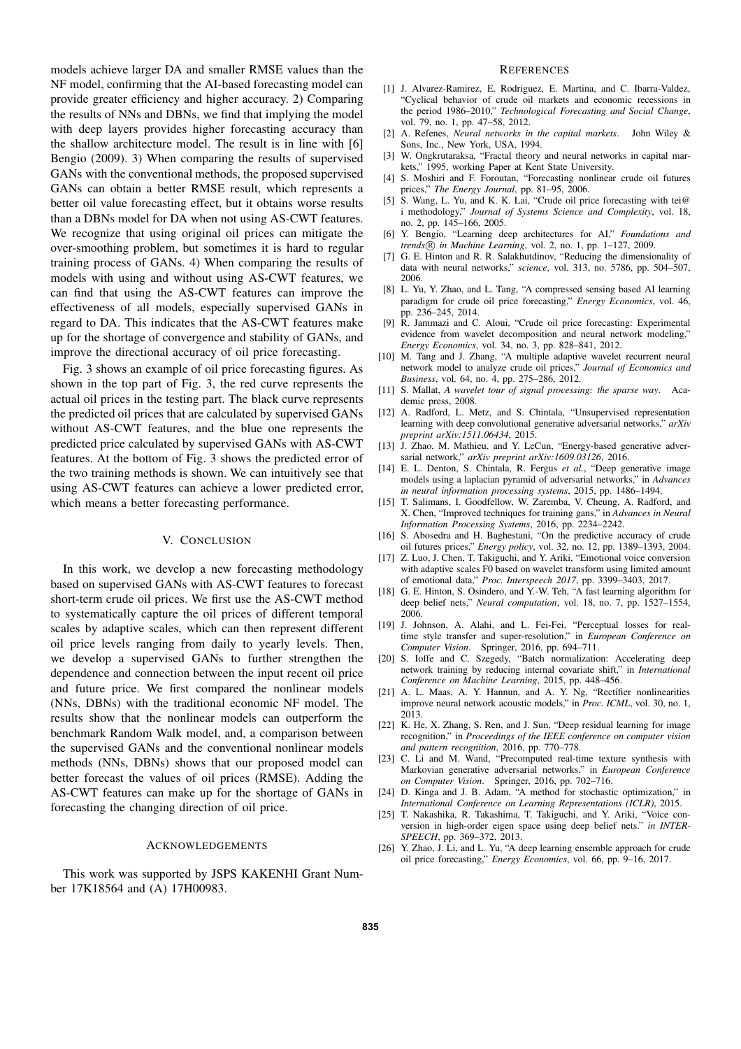models achieve larger DA and smaller RMSE values than the NF model, confirming that the AI-based forecasting model can provide greater efficiency and higher accuracy. 2) Comparing the results of NNs and DBNs, we find that implying the model with deep layers provides higher forecasting accuracy than the shallow architecture model. The result is in line with [6] Bengio (2009). 3) When comparing the results of supervised GANs with the conventional methods, the proposed supervised GANs can obtain a better RMSE result, which represents a better oil value forecasting effect, but it obtains worse results than a DBNs model for DA when not using AS-CWT features. We recognize that using original oil prices can mitigate the over-smoothing problem, but sometimes it is hard to regular training process of GANs. 4) When comparing the results of models with using and without using AS-CWT features, we can find that using the AS-CWT features can improve the effectiveness of all models, especially supervised GANs in regard to DA. This indicates that the AS-CWT features make up for the shortage of convergence and stability of GANs, and improve the directional accuracy of oil price forecasting.

Fig. 3 shows an example of oil price forecasting figures. As shown in the top part of Fig. 3, the red curve represents the actual oil prices in the testing part. The black curve represents the predicted oil prices that are calculated by supervised GANs without AS-CWT features, and the blue one represents the predicted price calculated by supervised GANs with AS-CWT features. At the bottom of Fig. 3 shows the predicted error of the two training methods is shown. We can intuitively see that using AS-CWT features can achieve a lower predicted error, which means a better forecasting performance.

## V. Conclusion

In this work, we develop a new forecasting methodology based on supervised GANs with AS-CWT features to forecast short-term crude oil prices. We first use the AS-CWT method to systematically capture the oil prices of different temporal scales by adaptive scales, which can then represent different oil price levels ranging from daily to yearly levels. Then, we develop a supervised GANs to further strengthen the dependence and connection between the input recent oil price and future price. We first compared the nonlinear models (NNs, DBNs) with the traditional economic NF model. The results show that the nonlinear models can outperform the benchmark Random Walk model, and, a comparison between the supervised GANs and the conventional nonlinear models methods (NNs, DBNs) shows that our proposed model can better forecast the values of oil prices (RMSE). Adding the AS-CWT features can make up for the shortage of GANs in forecasting the changing direction of oil price.

## Acknowledgements

This work was supported by JSPS KAKENHI Grant Number 17K18564 and (A) 17H00983.

## References

[1] J. Alvarez-Ramirez, E. Rodriguez, E. Martina, and C. Ibarra-Valdez, "Cyclical behavior of crude oil markets and economic recessions in the period 1986–2010," *Technological Forecasting and Social Change*, vol. 79, no. 1, pp. 47–58, 2012.

[2] A. Refenes, *Neural networks in the capital markets*. John Wiley & Sons, Inc., New York, USA, 1994.

[3] W. Ongkrutaraksa, "Fractal theory and neural networks in capital markets," 1995, working Paper at Kent State University.

[4] S. Moshiri and F. Foroutan, "Forecasting nonlinear crude oil futures prices," *The Energy Journal*, pp. 81–95, 2006.

[5] S. Wang, L. Yu, and K. K. Lai, "Crude oil price forecasting with tei@i methodology," *Journal of Systems Science and Complexity*, vol. 18, no. 2, pp. 145–166, 2005.

[6] Y. Bengio, "Learning deep architectures for AI," *Foundations and trends® in Machine Learning*, vol. 2, no. 1, pp. 1–127, 2009.

[7] G. E. Hinton and R. R. Salakhutdinov, "Reducing the dimensionality of data with neural networks," *science*, vol. 313, no. 5786, pp. 504–507, 2006.

[8] L. Yu, Y. Zhao, and L. Tang, "A compressed sensing based AI learning paradigm for crude oil price forecasting," *Energy Economics*, vol. 46, pp. 236–245, 2014.

[9] R. Jammazi and C. Aloui, "Crude oil price forecasting: Experimental evidence from wavelet decomposition and neural network modeling," *Energy Economics*, vol. 34, no. 3, pp. 828–841, 2012.

[10] M. Tang and J. Zhang, "A multiple adaptive wavelet recurrent neural network model to analyze crude oil prices," *Journal of Economics and Business*, vol. 64, no. 4, pp. 275–286, 2012.

[11] S. Mallat, *A wavelet tour of signal processing: the sparse way*. Academic press, 2008.

[12] A. Radford, L. Metz, and S. Chintala, "Unsupervised representation learning with deep convolutional generative adversarial networks," *arXiv preprint arXiv:1511.06434*, 2015.

[13] J. Zhao, M. Mathieu, and Y. LeCun, "Energy-based generative adversarial network," *arXiv preprint arXiv:1609.03126*, 2016.

[14] E. L. Denton, S. Chintala, R. Fergus *et al.*, "Deep generative image models using a laplacian pyramid of adversarial networks," in *Advances in neural information processing systems*, 2015, pp. 1486–1494.

[15] T. Salimans, I. Goodfellow, W. Zaremba, V. Cheung, A. Radford, and X. Chen, "Improved techniques for training gans," in *Advances in Neural Information Processing Systems*, 2016, pp. 2234–2242.

[16] S. Abosedra and H. Baghestani, "On the predictive accuracy of crude oil futures prices," *Energy policy*, vol. 32, no. 12, pp. 1389–1393, 2004.

[17] Z. Luo, J. Chen, T. Takiguchi, and Y. Ariki, "Emotional voice conversion with adaptive scales F0 based on wavelet transform using limited amount of emotional data," *Proc. Interspeech 2017*, pp. 3399–3403, 2017.

[18] G. E. Hinton, S. Osindero, and Y.-W. Teh, "A fast learning algorithm for deep belief nets," *Neural computation*, vol. 18, no. 7, pp. 1527–1554, 2006.

[19] J. Johnson, A. Alahi, and L. Fei-Fei, "Perceptual losses for real-time style transfer and super-resolution," in *European Conference on Computer Vision*. Springer, 2016, pp. 694–711.

[20] S. Ioffe and C. Szegedy, "Batch normalization: Accelerating deep network training by reducing internal covariate shift," in *International Conference on Machine Learning*, 2015, pp. 448–456.

[21] A. L. Maas, A. Y. Hannun, and A. Y. Ng, "Rectifier nonlinearities improve neural network acoustic models," in *Proc. ICML*, vol. 30, no. 1, 2013.

[22] K. He, X. Zhang, S. Ren, and J. Sun, "Deep residual learning for image recognition," in *Proceedings of the IEEE conference on computer vision and pattern recognition*, 2016, pp. 770–778.

[23] C. Li and M. Wand, "Precomputed real-time texture synthesis with Markovian generative adversarial networks," in *European Conference on Computer Vision*. Springer, 2016, pp. 702–716.

[24] D. Kinga and J. B. Adam, "A method for stochastic optimization," in *International Conference on Learning Representations (ICLR)*, 2015.

[25] T. Nakashika, R. Takashima, T. Takiguchi, and Y. Ariki, "Voice conversion in high-order eigen space using deep belief nets." *in INTER-SPEECH*, pp. 369–372, 2013.

[26] Y. Zhao, J. Li, and L. Yu, "A deep learning ensemble approach for crude oil price forecasting," *Energy Economics*, vol. 66, pp. 9–16, 2017.